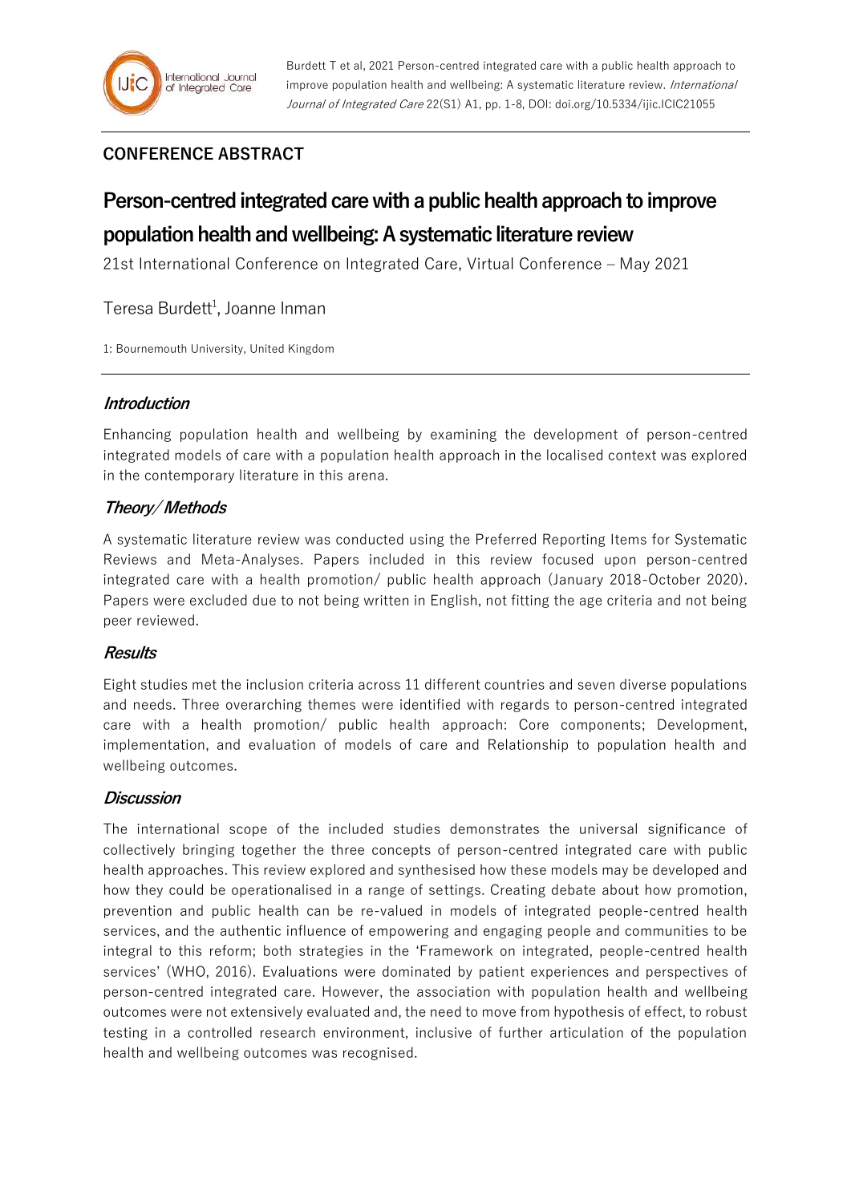Burdett T et al, 2021 Person-centred integrated care with a public health approach to improve population health and wellbeing: A systematic literature review. *International Journal of Integrated Care* 22(S1) A1, pp. 1-8, DOI: doi.org/10.5334/ijic.ICIC21055

**CONFERENCE ABSTRACT**

# Person-centred integrated care with a public health approach to improve population health and wellbeing: A systematic literature review

21st International Conference on Integrated Care, Virtual Conference – May 2021

Teresa Burdett[1], Joanne Inman

1: Bournemouth University, United Kingdom

## *Introduction*

Enhancing population health and wellbeing by examining the development of person-centred integrated models of care with a population health approach in the localised context was explored in the contemporary literature in this arena.

## *Theory/ Methods*

A systematic literature review was conducted using the Preferred Reporting Items for Systematic Reviews and Meta-Analyses. Papers included in this review focused upon person-centred integrated care with a health promotion/ public health approach (January 2018-October 2020). Papers were excluded due to not being written in English, not fitting the age criteria and not being peer reviewed.

## *Results*

Eight studies met the inclusion criteria across 11 different countries and seven diverse populations and needs. Three overarching themes were identified with regards to person-centred integrated care with a health promotion/ public health approach: Core components; Development, implementation, and evaluation of models of care and Relationship to population health and wellbeing outcomes.

## *Discussion*

The international scope of the included studies demonstrates the universal significance of collectively bringing together the three concepts of person-centred integrated care with public health approaches. This review explored and synthesised how these models may be developed and how they could be operationalised in a range of settings. Creating debate about how promotion, prevention and public health can be re-valued in models of integrated people-centred health services, and the authentic influence of empowering and engaging people and communities to be integral to this reform; both strategies in the 'Framework on integrated, people-centred health services' (WHO, 2016). Evaluations were dominated by patient experiences and perspectives of person-centred integrated care. However, the association with population health and wellbeing outcomes were not extensively evaluated and, the need to move from hypothesis of effect, to robust testing in a controlled research environment, inclusive of further articulation of the population health and wellbeing outcomes was recognised.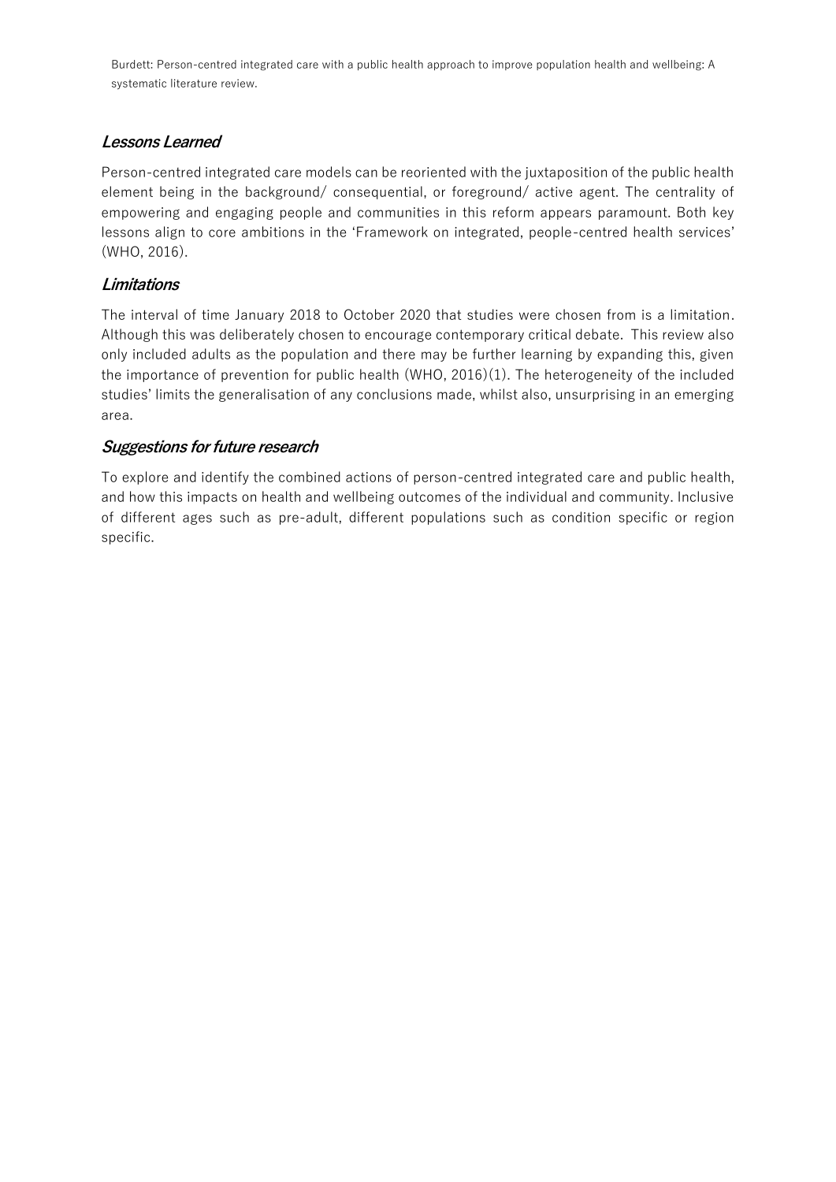### *Lessons Learned*

Person-centred integrated care models can be reoriented with the juxtaposition of the public health element being in the background/ consequential, or foreground/ active agent. The centrality of empowering and engaging people and communities in this reform appears paramount. Both key lessons align to core ambitions in the 'Framework on integrated, people-centred health services' (WHO, 2016).

### *Limitations*

The interval of time January 2018 to October 2020 that studies were chosen from is a limitation. Although this was deliberately chosen to encourage contemporary critical debate. This review also only included adults as the population and there may be further learning by expanding this, given the importance of prevention for public health (WHO, 2016)(1). The heterogeneity of the included studies' limits the generalisation of any conclusions made, whilst also, unsurprising in an emerging area.

### *Suggestions for future research*

To explore and identify the combined actions of person-centred integrated care and public health, and how this impacts on health and wellbeing outcomes of the individual and community. Inclusive of different ages such as pre-adult, different populations such as condition specific or region specific.